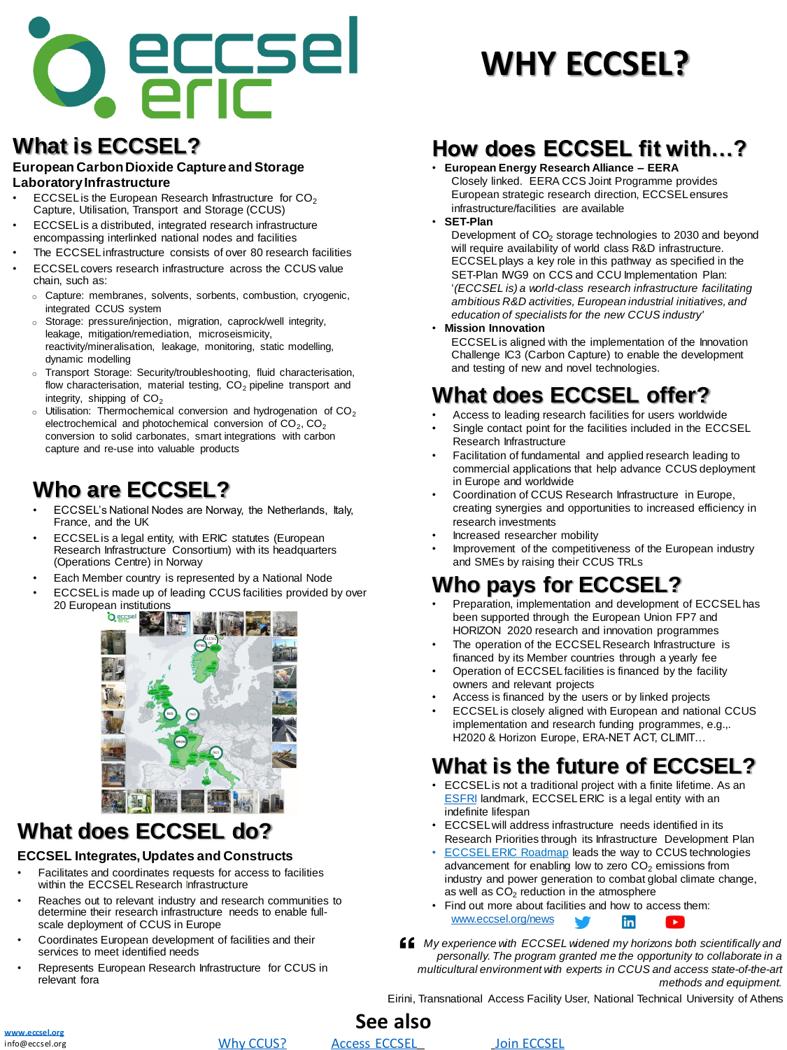# WHY ECCSEL?

## What is ECCSEL?

**European Carbon Dioxide Capture and Storage Laboratory Infrastructure**

- ECCSEL is the European Research Infrastructure for $CO_2$ Capture, Utilisation, Transport and Storage (CCUS)
- ECCSEL is a distributed, integrated research infrastructure encompassing interlinked national nodes and facilities
- The ECCSEL infrastructure consists of over 80 research facilities
- ECCSEL covers research infrastructure across the CCUS value chain, such as:
  - Capture: membranes, solvents, sorbents, combustion, cryogenic, integrated CCUS system
  - Storage: pressure/injection, migration, caprock/well integrity, leakage, mitigation/remediation, microseismicity, reactivity/mineralisation, leakage, monitoring, static modelling, dynamic modelling
  - Transport Storage: Security/troubleshooting, fluid characterisation, flow characterisation, material testing, $CO_2$ pipeline transport and integrity, shipping of $CO_2$
  - Utilisation: Thermochemical conversion and hydrogenation of $CO_2$ electrochemical and photochemical conversion of $CO_2$, $CO_2$ conversion to solid carbonates, smart integrations with carbon capture and re-use into valuable products

## Who are ECCSEL?

- ECCSEL's National Nodes are Norway, the Netherlands, Italy, France, and the UK
- ECCSEL is a legal entity, with ERIC statutes (European Research Infrastructure Consortium) with its headquarters (Operations Centre) in Norway
- Each Member country is represented by a National Node
- ECCSEL is made up of leading CCUS facilities provided by over 20 European institutions

## What does ECCSEL do?

**ECCSEL Integrates, Updates and Constructs**

- Facilitates and coordinates requests for access to facilities within the ECCSEL Research Infrastructure
- Reaches out to relevant industry and research communities to determine their research infrastructure needs to enable full-scale deployment of CCUS in Europe
- Coordinates European development of facilities and their services to meet identified needs
- Represents European Research Infrastructure for CCUS in relevant fora

## How does ECCSEL fit with…?

- **European Energy Research Alliance – EERA**
  Closely linked. EERA CCS Joint Programme provides European strategic research direction, ECCSEL ensures infrastructure/facilities are available
- **SET-Plan**
  Development of $CO_2$ storage technologies to 2030 and beyond will require availability of world class R&D infrastructure. ECCSEL plays a key role in this pathway as specified in the SET-Plan IWG9 on CCS and CCU Implementation Plan: '*(ECCSEL is) a world-class research infrastructure facilitating ambitious R&D activities, European industrial initiatives, and education of specialists for the new CCUS industry*'
- **Mission Innovation**
  ECCSEL is aligned with the implementation of the Innovation Challenge IC3 (Carbon Capture) to enable the development and testing of new and novel technologies.

## What does ECCSEL offer?

- Access to leading research facilities for users worldwide
- Single contact point for the facilities included in the ECCSEL Research Infrastructure
- Facilitation of fundamental and applied research leading to commercial applications that help advance CCUS deployment in Europe and worldwide
- Coordination of CCUS Research Infrastructure in Europe, creating synergies and opportunities to increased efficiency in research investments
- Increased researcher mobility
- Improvement of the competitiveness of the European industry and SMEs by raising their CCUS TRLs

## Who pays for ECCSEL?

- Preparation, implementation and development of ECCSEL has been supported through the European Union FP7 and HORIZON 2020 research and innovation programmes
- The operation of the ECCSEL Research Infrastructure is financed by its Member countries through a yearly fee
- Operation of ECCSEL facilities is financed by the facility owners and relevant projects
- Access is financed by the users or by linked projects
- ECCSEL is closely aligned with European and national CCUS implementation and research funding programmes, e.g.,. H2020 & Horizon Europe, ERA-NET ACT, CLIMIT…

## What is the future of ECCSEL?

- ECCSEL is not a traditional project with a finite lifetime. As an ESFRI landmark, ECCSEL ERIC is a legal entity with an indefinite lifespan
- ECCSEL will address infrastructure needs identified in its Research Priorities through its Infrastructure Development Plan
- ECCSEL ERIC Roadmap leads the way to CCUS technologies advancement for enabling low to zero $CO_2$ emissions from industry and power generation to combat global climate change, as well as $CO_2$ reduction in the atmosphere
- Find out more about facilities and how to access them: www.eccsel.org/news

*My experience with ECCSEL widened my horizons both scientifically and personally. The program granted me the opportunity to collaborate in a multicultural environment with experts in CCUS and access state-of-the-art methods and equipment.*

Eirini, Transnational Access Facility User, National Technical University of Athens

## See also

Why CCUS? | Access ECCSEL | Join ECCSEL

www.eccsel.org
info@eccsel.org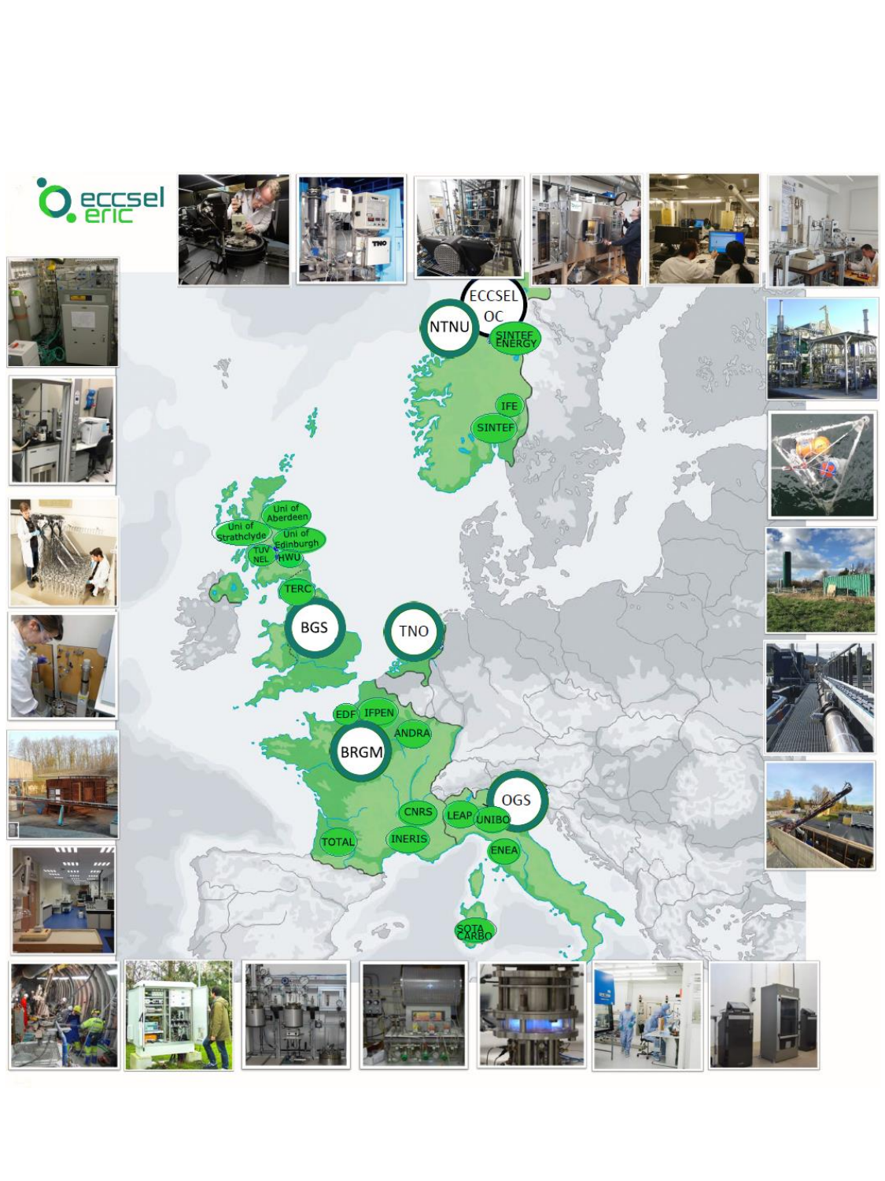eccsel eric

ECCSEL OC

NTNU

SINTEF ENERGY

IFE

SINTEF

Uni of Aberdeen

Uni of Strathclyde

Uni of Edinburgh

TUV NEL

HWU

TERC

BGS

TNO

EDF

IFPEN

ANDRA

BRGM

CNRS

INERIS

TOTAL

LEAP

UNIBO

OGS

ENEA

SOTACARBO